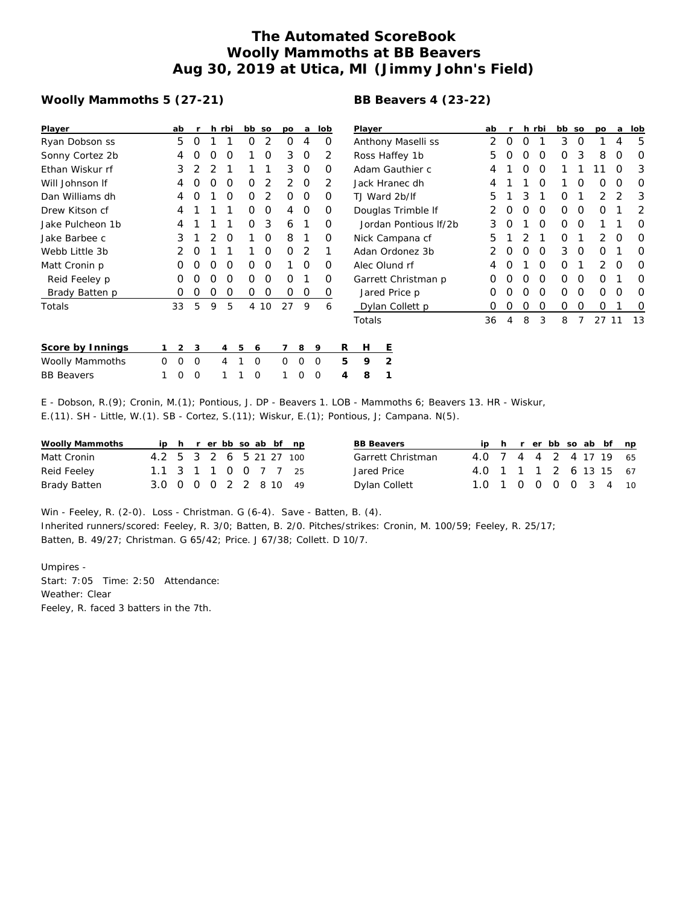# The Automated ScoreBook
# Woolly Mammoths at BB Beavers
# Aug 30, 2019 at Utica, MI (Jimmy John's Field)

## Woolly Mammoths 5 (27-21)

| Player | ab | r | h | rbi | bb | so | po | a | lob |
|---|---|---|---|---|---|---|---|---|---|
| Ryan Dobson ss | 5 | 0 | 1 | 1 | 0 | 2 | 0 | 4 | 0 |
| Sonny Cortez 2b | 4 | 0 | 0 | 0 | 1 | 0 | 3 | 0 | 2 |
| Ethan Wiskur rf | 3 | 2 | 2 | 1 | 1 | 1 | 3 | 0 | 0 |
| Will Johnson lf | 4 | 0 | 0 | 0 | 0 | 2 | 2 | 0 | 2 |
| Dan Williams dh | 4 | 0 | 1 | 0 | 0 | 2 | 0 | 0 | 0 |
| Drew Kitson cf | 4 | 1 | 1 | 1 | 0 | 0 | 4 | 0 | 0 |
| Jake Pulcheon 1b | 4 | 1 | 1 | 1 | 0 | 3 | 6 | 1 | 0 |
| Jake Barbee c | 3 | 1 | 2 | 0 | 1 | 0 | 8 | 1 | 0 |
| Webb Little 3b | 2 | 0 | 1 | 1 | 1 | 0 | 0 | 2 | 1 |
| Matt Cronin p | 0 | 0 | 0 | 0 | 0 | 0 | 1 | 0 | 0 |
| Reid Feeley p | 0 | 0 | 0 | 0 | 0 | 0 | 0 | 1 | 0 |
| Brady Batten p | 0 | 0 | 0 | 0 | 0 | 0 | 0 | 0 | 0 |
| Totals | 33 | 5 | 9 | 5 | 4 | 10 | 27 | 9 | 6 |

## BB Beavers 4 (23-22)

| Player | ab | r | h | rbi | bb | so | po | a | lob |
|---|---|---|---|---|---|---|---|---|---|
| Anthony Maselli ss | 2 | 0 | 0 | 1 | 3 | 0 | 1 | 4 | 5 |
| Ross Haffey 1b | 5 | 0 | 0 | 0 | 0 | 3 | 8 | 0 | 0 |
| Adam Gauthier c | 4 | 1 | 0 | 0 | 1 | 1 | 11 | 0 | 3 |
| Jack Hranec dh | 4 | 1 | 1 | 0 | 1 | 0 | 0 | 0 | 0 |
| TJ Ward 2b/lf | 5 | 1 | 3 | 1 | 0 | 1 | 2 | 2 | 3 |
| Douglas Trimble lf | 2 | 0 | 0 | 0 | 0 | 0 | 0 | 1 | 2 |
| Jordan Pontious lf/2b | 3 | 0 | 1 | 0 | 0 | 0 | 1 | 1 | 0 |
| Nick Campana cf | 5 | 1 | 2 | 1 | 0 | 1 | 2 | 0 | 0 |
| Adan Ordonez 3b | 2 | 0 | 0 | 0 | 3 | 0 | 0 | 1 | 0 |
| Alec Olund rf | 4 | 0 | 1 | 0 | 0 | 1 | 2 | 0 | 0 |
| Garrett Christman p | 0 | 0 | 0 | 0 | 0 | 0 | 0 | 1 | 0 |
| Jared Price p | 0 | 0 | 0 | 0 | 0 | 0 | 0 | 0 | 0 |
| Dylan Collett p | 0 | 0 | 0 | 0 | 0 | 0 | 0 | 1 | 0 |
| Totals | 36 | 4 | 8 | 3 | 8 | 7 | 27 | 11 | 13 |

| Score by Innings | 1 | 2 | 3 | 4 | 5 | 6 | 7 | 8 | 9 | R | H | E |
|---|---|---|---|---|---|---|---|---|---|---|---|---|
| Woolly Mammoths | 0 | 0 | 0 | 4 | 1 | 0 | 0 | 0 | 0 | 5 | 9 | 2 |
| BB Beavers | 1 | 0 | 0 | 1 | 1 | 0 | 1 | 0 | 0 | 4 | 8 | 1 |

E - Dobson, R.(9); Cronin, M.(1); Pontious, J. DP - Beavers 1. LOB - Mammoths 6; Beavers 13. HR - Wiskur, E.(11). SH - Little, W.(1). SB - Cortez, S.(11); Wiskur, E.(1); Pontious, J; Campana. N(5).

| Woolly Mammoths | ip | h | r | er | bb | so | ab | bf | np |
|---|---|---|---|---|---|---|---|---|---|
| Matt Cronin | 4.2 | 5 | 3 | 2 | 6 | 5 | 21 | 27 | 100 |
| Reid Feeley | 1.1 | 3 | 1 | 1 | 0 | 0 | 7 | 7 | 25 |
| Brady Batten | 3.0 | 0 | 0 | 0 | 2 | 2 | 8 | 10 | 49 |

| BB Beavers | ip | h | r | er | bb | so | ab | bf | np |
|---|---|---|---|---|---|---|---|---|---|
| Garrett Christman | 4.0 | 7 | 4 | 4 | 2 | 4 | 17 | 19 | 65 |
| Jared Price | 4.0 | 1 | 1 | 1 | 2 | 6 | 13 | 15 | 67 |
| Dylan Collett | 1.0 | 1 | 0 | 0 | 0 | 0 | 3 | 4 | 10 |

Win - Feeley, R. (2-0). Loss - Christman. G (6-4). Save - Batten, B. (4).
Inherited runners/scored: Feeley, R. 3/0; Batten, B. 2/0. Pitches/strikes: Cronin, M. 100/59; Feeley, R. 25/17; Batten, B. 49/27; Christman. G 65/42; Price. J 67/38; Collett. D 10/7.

Umpires -
Start: 7:05 Time: 2:50 Attendance:
Weather: Clear
Feeley, R. faced 3 batters in the 7th.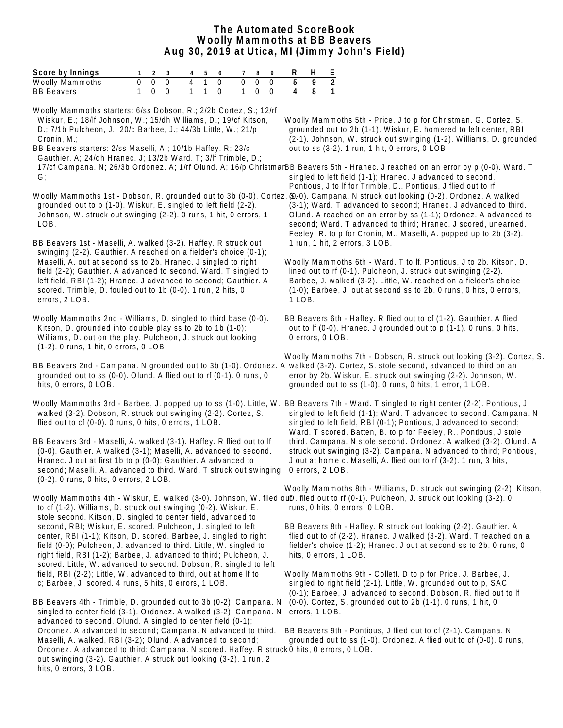# The Automated ScoreBook
## Woolly Mammoths at BB Beavers
### Aug 30, 2019 at Utica, MI (Jimmy John's Field)

| Score by Innings | 1 | 2 | 3 | 4 | 5 | 6 | 7 | 8 | 9 | R | H | E |
|---|---|---|---|---|---|---|---|---|---|---|---|---|
| Woolly Mammoths | 0 | 0 | 0 | 4 | 1 | 0 | 0 | 0 | 0 | 5 | 9 | 2 |
| BB Beavers | 1 | 0 | 0 | 1 | 1 | 0 | 1 | 0 | 0 | 4 | 8 | 1 |

Woolly Mammoths starters: 6/ss Dobson, R.; 2/2b Cortez, S.; 12/rf Wiskur, E.; 18/lf Johnson, W.; 15/dh Williams, D.; 19/cf Kitson, D.; 7/1b Pulcheon, J.; 20/c Barbee, J.; 44/3b Little, W.; 21/p Cronin, M.;

BB Beavers starters: 2/ss Maselli, A.; 10/1b Haffey. R; 23/c Gauthier. A; 24/dh Hranec. J; 13/2b Ward. T; 3/lf Trimble, D.; 17/cf Campana. N; 26/3b Ordonez. A; 1/rf Olund. A; 16/p Christman. G;

Woolly Mammoths 1st - Dobson, R. grounded out to 3b (0-0). Cortez, S. grounded out to p (1-0). Wiskur, E. singled to left field (2-2). Johnson, W. struck out swinging (2-2). 0 runs, 1 hit, 0 errors, 1 LOB.

BB Beavers 1st - Maselli, A. walked (3-2). Haffey. R struck out swinging (2-2). Gauthier. A reached on a fielder's choice (0-1); Maselli, A. out at second ss to 2b. Hranec. J singled to right field (2-2); Gauthier. A advanced to second. Ward. T singled to left field, RBI (1-2); Hranec. J advanced to second; Gauthier. A scored. Trimble, D. fouled out to 1b (0-0). 1 run, 2 hits, 0 errors, 2 LOB.

Woolly Mammoths 2nd - Williams, D. singled to third base (0-0). Kitson, D. grounded into double play ss to 2b to 1b (1-0); Williams, D. out on the play. Pulcheon, J. struck out looking (1-2). 0 runs, 1 hit, 0 errors, 0 LOB.

BB Beavers 2nd - Campana. N grounded out to 3b (1-0). Ordonez. A grounded out to ss (0-0). Olund. A flied out to rf (0-1). 0 runs, 0 hits, 0 errors, 0 LOB.

Woolly Mammoths 3rd - Barbee, J. popped up to ss (1-0). Little, W. walked (3-2). Dobson, R. struck out swinging (2-2). Cortez, S. flied out to cf (0-0). 0 runs, 0 hits, 0 errors, 1 LOB.

BB Beavers 3rd - Maselli, A. walked (3-1). Haffey. R flied out to lf (0-0). Gauthier. A walked (3-1); Maselli, A. advanced to second. Hranec. J out at first 1b to p (0-0); Gauthier. A advanced to second; Maselli, A. advanced to third. Ward. T struck out swinging (0-2). 0 runs, 0 hits, 0 errors, 2 LOB.

Woolly Mammoths 4th - Wiskur, E. walked (3-0). Johnson, W. flied out to cf (1-2). Williams, D. struck out swinging (0-2). Wiskur, E. stole second. Kitson, D. singled to center field, advanced to second, RBI; Wiskur, E. scored. Pulcheon, J. singled to left center, RBI (1-1); Kitson, D. scored. Barbee, J. singled to right field (0-0); Pulcheon, J. advanced to third. Little, W. singled to right field, RBI (1-2); Barbee, J. advanced to third; Pulcheon, J. scored. Little, W. advanced to second. Dobson, R. singled to left field, RBI (2-2); Little, W. advanced to third, out at home lf to c; Barbee, J. scored. 4 runs, 5 hits, 0 errors, 1 LOB.

BB Beavers 4th - Trimble, D. grounded out to 3b (0-2). Campana. N singled to center field (3-1). Ordonez. A walked (3-2); Campana. N advanced to second. Olund. A singled to center field (0-1); Ordonez. A advanced to second; Campana. N advanced to third. Maselli, A. walked, RBI (3-2); Olund. A advanced to second; Ordonez. A advanced to third; Campana. N scored. Haffey. R struck out swinging (3-2). Gauthier. A struck out looking (3-2). 1 run, 2 hits, 0 errors, 3 LOB.

Woolly Mammoths 5th - Price. J to p for Christman. G. Cortez, S. grounded out to 2b (1-1). Wiskur, E. homered to left center, RBI (2-1). Johnson, W. struck out swinging (1-2). Williams, D. grounded out to ss (3-2). 1 run, 1 hit, 0 errors, 0 LOB.

BB Beavers 5th - Hranec. J reached on an error by p (0-0). Ward. T singled to left field (1-1); Hranec. J advanced to second. Pontious, J to lf for Trimble, D.. Pontious, J flied out to rf (0-0). Campana. N struck out looking (0-2). Ordonez. A walked (3-1); Ward. T advanced to second; Hranec. J advanced to third. Olund. A reached on an error by ss (1-1); Ordonez. A advanced to second; Ward. T advanced to third; Hranec. J scored, unearned. Feeley, R. to p for Cronin, M.. Maselli, A. popped up to 2b (3-2). 1 run, 1 hit, 2 errors, 3 LOB.

Woolly Mammoths 6th - Ward. T to lf. Pontious, J to 2b. Kitson, D. lined out to rf (0-1). Pulcheon, J. struck out swinging (2-2). Barbee, J. walked (3-2). Little, W. reached on a fielder's choice (1-0); Barbee, J. out at second ss to 2b. 0 runs, 0 hits, 0 errors, 1 LOB.

BB Beavers 6th - Haffey. R flied out to cf (1-2). Gauthier. A flied out to lf (0-0). Hranec. J grounded out to p (1-1). 0 runs, 0 hits, 0 errors, 0 LOB.

Woolly Mammoths 7th - Dobson, R. struck out looking (3-2). Cortez, S. walked (3-2). Cortez, S. stole second, advanced to third on an error by 2b. Wiskur, E. struck out swinging (2-2). Johnson, W. grounded out to ss (1-0). 0 runs, 0 hits, 1 error, 1 LOB.

BB Beavers 7th - Ward. T singled to right center (2-2). Pontious, J singled to left field (1-1); Ward. T advanced to second. Campana. N singled to left field, RBI (0-1); Pontious, J advanced to second; Ward. T scored. Batten, B. to p for Feeley, R.. Pontious, J stole third. Campana. N stole second. Ordonez. A walked (3-2). Olund. A struck out swinging (3-2). Campana. N advanced to third; Pontious, J out at home c. Maselli, A. flied out to rf (3-2). 1 run, 3 hits, 0 errors, 2 LOB.

Woolly Mammoths 8th - Williams, D. struck out swinging (2-2). Kitson, D. flied out to rf (0-1). Pulcheon, J. struck out looking (3-2). 0 runs, 0 hits, 0 errors, 0 LOB.

BB Beavers 8th - Haffey. R struck out looking (2-2). Gauthier. A flied out to cf (2-2). Hranec. J walked (3-2). Ward. T reached on a fielder's choice (1-2); Hranec. J out at second ss to 2b. 0 runs, 0 hits, 0 errors, 1 LOB.

Woolly Mammoths 9th - Collett. D to p for Price. J. Barbee, J. singled to right field (2-1). Little, W. grounded out to p, SAC (0-1); Barbee, J. advanced to second. Dobson, R. flied out to lf (0-0). Cortez, S. grounded out to 2b (1-1). 0 runs, 1 hit, 0 errors, 1 LOB.

BB Beavers 9th - Pontious, J flied out to cf (2-1). Campana. N grounded out to ss (1-0). Ordonez. A flied out to cf (0-0). 0 runs, 0 hits, 0 errors, 0 LOB.